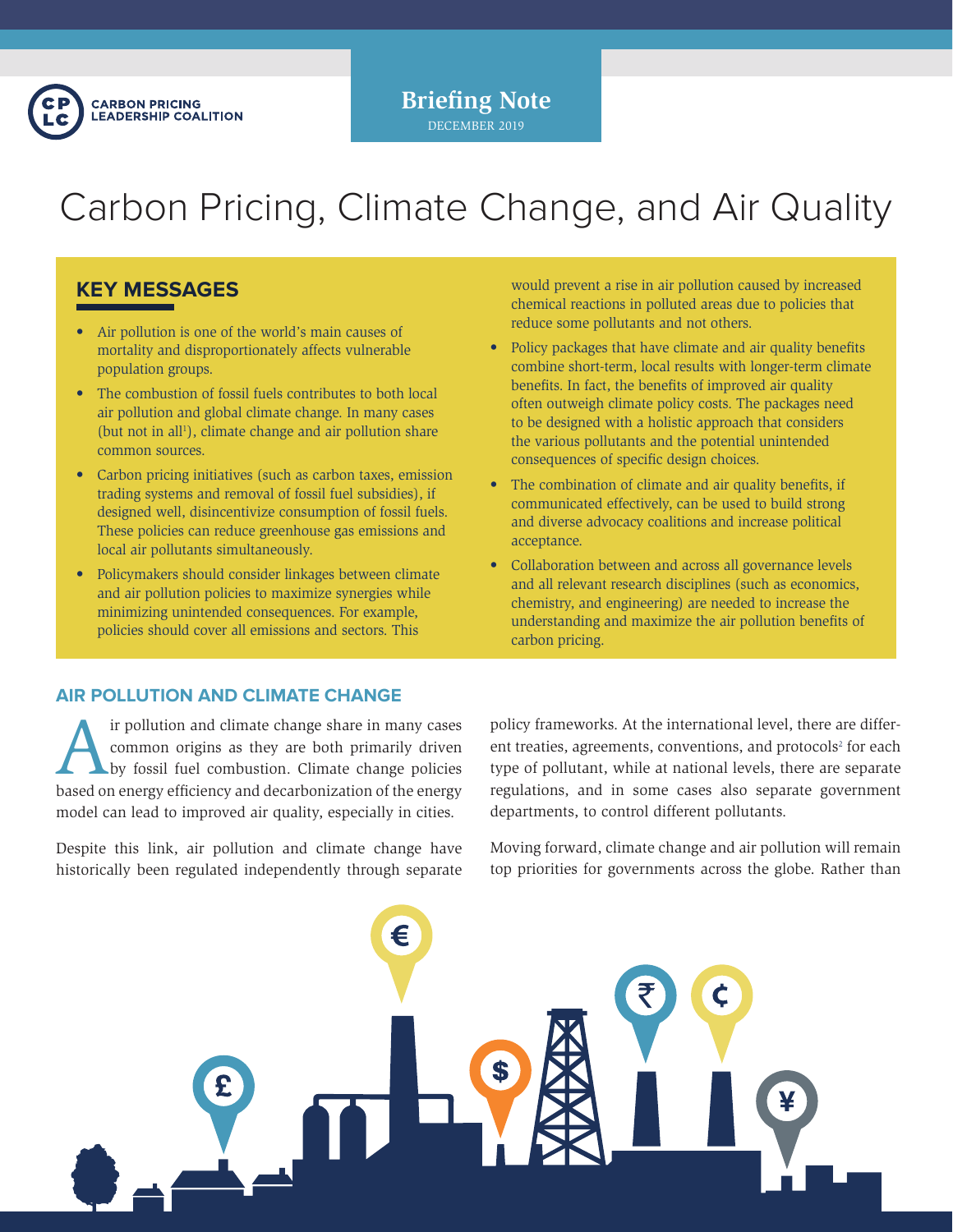CARBON PRICING LEADERSHIP COALITION

**Briefing Note**
DECEMBER 2019

# Carbon Pricing, Climate Change, and Air Quality

## KEY MESSAGES

- Air pollution is one of the world's main causes of mortality and disproportionately affects vulnerable population groups.
- The combustion of fossil fuels contributes to both local air pollution and global climate change. In many cases (but not in all[1]), climate change and air pollution share common sources.
- Carbon pricing initiatives (such as carbon taxes, emission trading systems and removal of fossil fuel subsidies), if designed well, disincentivize consumption of fossil fuels. These policies can reduce greenhouse gas emissions and local air pollutants simultaneously.
- Policymakers should consider linkages between climate and air pollution policies to maximize synergies while minimizing unintended consequences. For example, policies should cover all emissions and sectors. This would prevent a rise in air pollution caused by increased chemical reactions in polluted areas due to policies that reduce some pollutants and not others.
- Policy packages that have climate and air quality benefits combine short-term, local results with longer-term climate benefits. In fact, the benefits of improved air quality often outweigh climate policy costs. The packages need to be designed with a holistic approach that considers the various pollutants and the potential unintended consequences of specific design choices.
- The combination of climate and air quality benefits, if communicated effectively, can be used to build strong and diverse advocacy coalitions and increase political acceptance.
- Collaboration between and across all governance levels and all relevant research disciplines (such as economics, chemistry, and engineering) are needed to increase the understanding and maximize the air pollution benefits of carbon pricing.

## AIR POLLUTION AND CLIMATE CHANGE

Air pollution and climate change share in many cases common origins as they are both primarily driven by fossil fuel combustion. Climate change policies based on energy efficiency and decarbonization of the energy model can lead to improved air quality, especially in cities.

Despite this link, air pollution and climate change have historically been regulated independently through separate policy frameworks. At the international level, there are different treaties, agreements, conventions, and protocols[2] for each type of pollutant, while at national levels, there are separate regulations, and in some cases also separate government departments, to control different pollutants.

Moving forward, climate change and air pollution will remain top priorities for governments across the globe. Rather than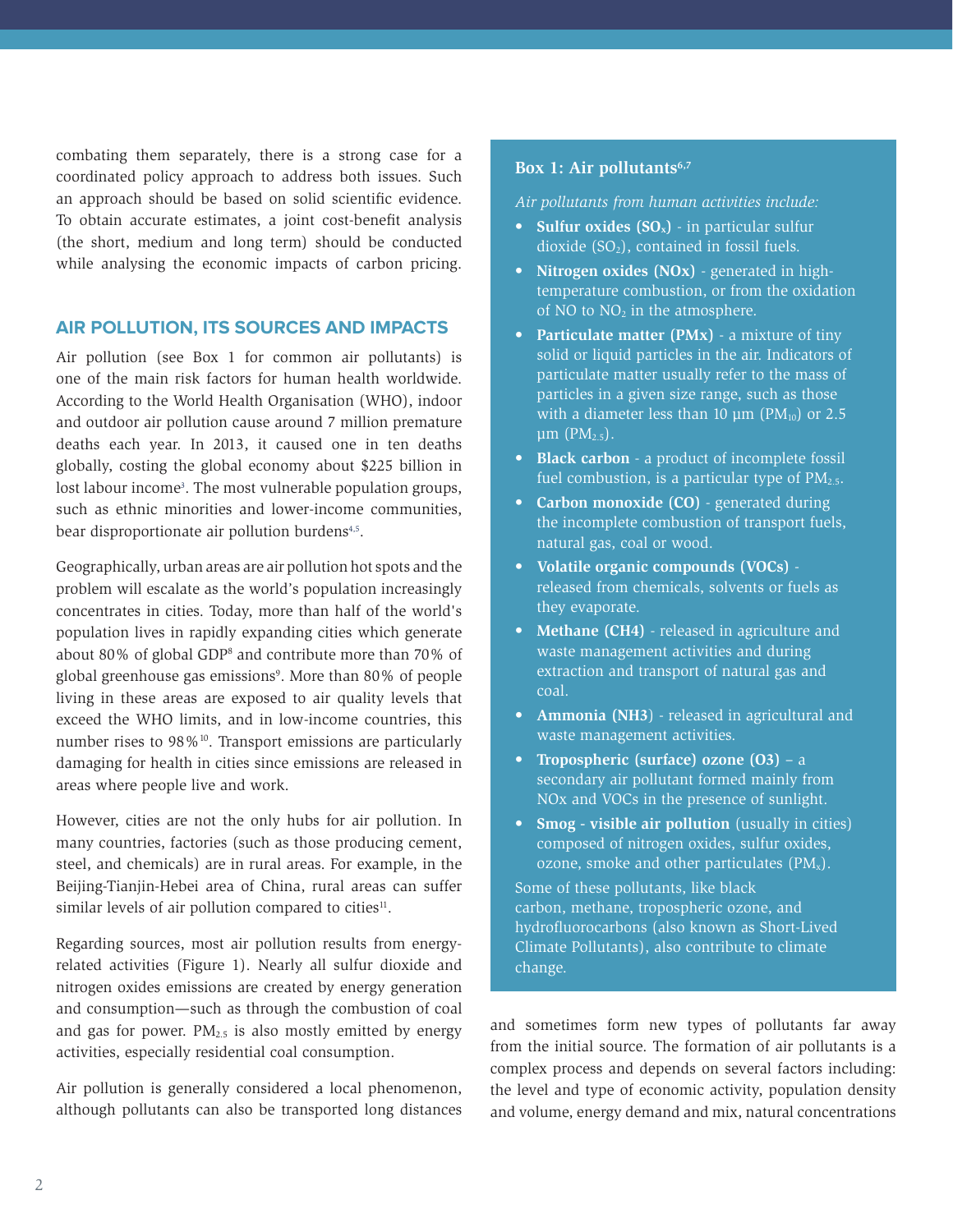combating them separately, there is a strong case for a coordinated policy approach to address both issues. Such an approach should be based on solid scientific evidence. To obtain accurate estimates, a joint cost-benefit analysis (the short, medium and long term) should be conducted while analysing the economic impacts of carbon pricing.

## AIR POLLUTION, ITS SOURCES AND IMPACTS

Air pollution (see Box 1 for common air pollutants) is one of the main risk factors for human health worldwide. According to the World Health Organisation (WHO), indoor and outdoor air pollution cause around 7 million premature deaths each year. In 2013, it caused one in ten deaths globally, costing the global economy about $225 billion in lost labour income[3]. The most vulnerable population groups, such as ethnic minorities and lower-income communities, bear disproportionate air pollution burdens[4,5].

Geographically, urban areas are air pollution hot spots and the problem will escalate as the world's population increasingly concentrates in cities. Today, more than half of the world's population lives in rapidly expanding cities which generate about 80% of global GDP[8] and contribute more than 70% of global greenhouse gas emissions[9]. More than 80% of people living in these areas are exposed to air quality levels that exceed the WHO limits, and in low-income countries, this number rises to 98%[10]. Transport emissions are particularly damaging for health in cities since emissions are released in areas where people live and work.

However, cities are not the only hubs for air pollution. In many countries, factories (such as those producing cement, steel, and chemicals) are in rural areas. For example, in the Beijing-Tianjin-Hebei area of China, rural areas can suffer similar levels of air pollution compared to cities[11].

Regarding sources, most air pollution results from energy-related activities (Figure 1). Nearly all sulfur dioxide and nitrogen oxides emissions are created by energy generation and consumption—such as through the combustion of coal and gas for power. $PM_{2.5}$ is also mostly emitted by energy activities, especially residential coal consumption.

Air pollution is generally considered a local phenomenon, although pollutants can also be transported long distances and sometimes form new types of pollutants far away from the initial source. The formation of air pollutants is a complex process and depends on several factors including: the level and type of economic activity, population density and volume, energy demand and mix, natural concentrations

### Box 1: Air pollutants[6,7]

*Air pollutants from human activities include:*

- **Sulfur oxides ($SO_x$)** - in particular sulfur dioxide ($SO_2$), contained in fossil fuels.
- **Nitrogen oxides (NOx)** - generated in high-temperature combustion, or from the oxidation of NO to $NO_2$ in the atmosphere.
- **Particulate matter (PMx)** - a mixture of tiny solid or liquid particles in the air. Indicators of particulate matter usually refer to the mass of particles in a given size range, such as those with a diameter less than 10 µm ($PM_{10}$) or 2.5 µm ($PM_{2.5}$).
- **Black carbon** - a product of incomplete fossil fuel combustion, is a particular type of $PM_{2.5}$.
- **Carbon monoxide (CO)** - generated during the incomplete combustion of transport fuels, natural gas, coal or wood.
- **Volatile organic compounds (VOCs)** - released from chemicals, solvents or fuels as they evaporate.
- **Methane (CH4)** - released in agriculture and waste management activities and during extraction and transport of natural gas and coal.
- **Ammonia (NH3)** - released in agricultural and waste management activities.
- **Tropospheric (surface) ozone (O3)** – a secondary air pollutant formed mainly from NOx and VOCs in the presence of sunlight.
- **Smog - visible air pollution** (usually in cities) composed of nitrogen oxides, sulfur oxides, ozone, smoke and other particulates ($PM_x$).

Some of these pollutants, like black carbon, methane, tropospheric ozone, and hydrofluorocarbons (also known as Short-Lived Climate Pollutants), also contribute to climate change.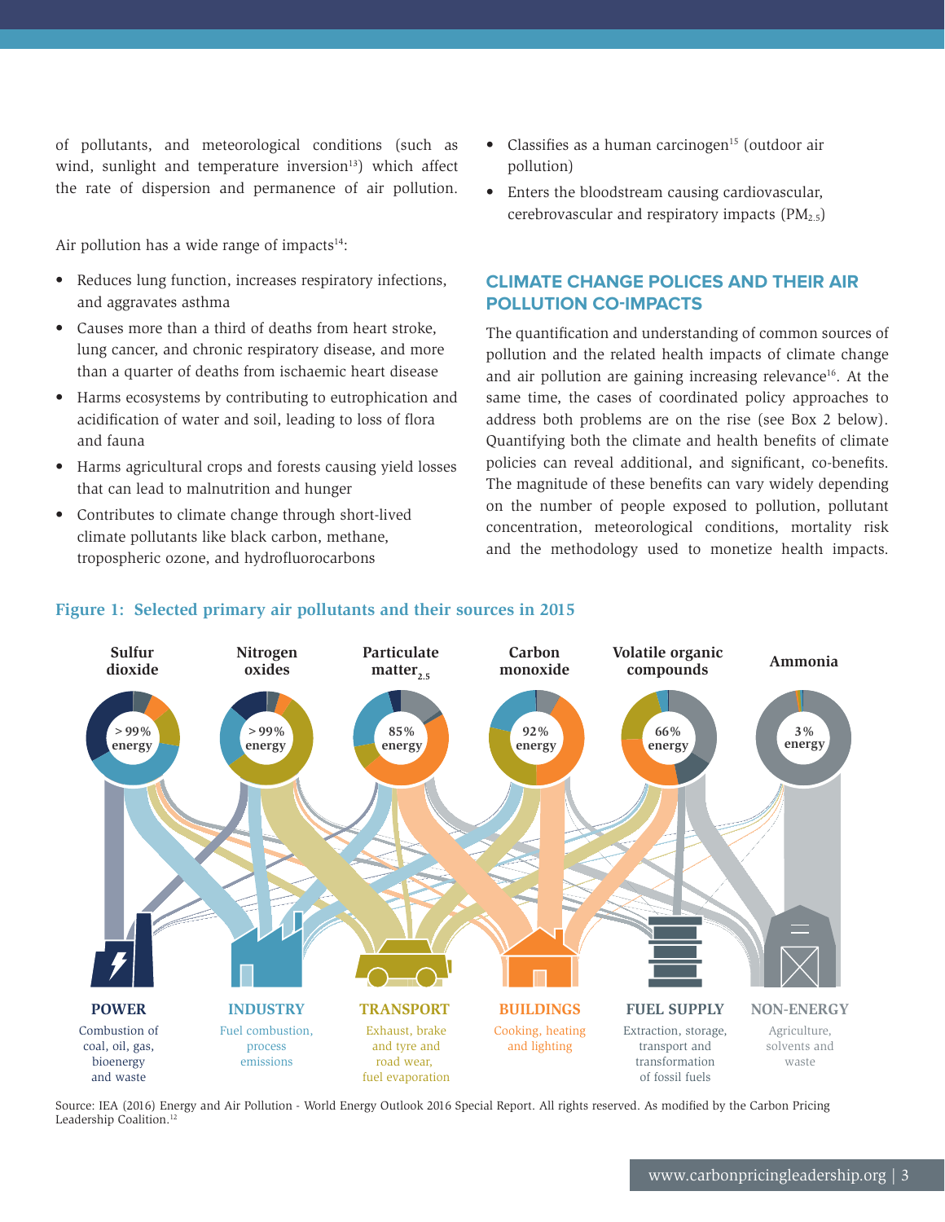of pollutants, and meteorological conditions (such as wind, sunlight and temperature inversion[13]) which affect the rate of dispersion and permanence of air pollution.

Air pollution has a wide range of impacts[14]:

- Reduces lung function, increases respiratory infections, and aggravates asthma
- Causes more than a third of deaths from heart stroke, lung cancer, and chronic respiratory disease, and more than a quarter of deaths from ischaemic heart disease
- Harms ecosystems by contributing to eutrophication and acidification of water and soil, leading to loss of flora and fauna
- Harms agricultural crops and forests causing yield losses that can lead to malnutrition and hunger
- Contributes to climate change through short-lived climate pollutants like black carbon, methane, tropospheric ozone, and hydrofluorocarbons
- Classifies as a human carcinogen[15] (outdoor air pollution)
- Enters the bloodstream causing cardiovascular, cerebrovascular and respiratory impacts ($PM_{2.5}$)

## CLIMATE CHANGE POLICES AND THEIR AIR POLLUTION CO-IMPACTS

The quantification and understanding of common sources of pollution and the related health impacts of climate change and air pollution are gaining increasing relevance[16]. At the same time, the cases of coordinated policy approaches to address both problems are on the rise (see Box 2 below). Quantifying both the climate and health benefits of climate policies can reveal additional, and significant, co-benefits. The magnitude of these benefits can vary widely depending on the number of people exposed to pollution, pollutant concentration, meteorological conditions, mortality risk and the methodology used to monetize health impacts.

**Figure 1: Selected primary air pollutants and their sources in 2015**

| Pollutant | Share from energy |
|---|---|
| Sulfur dioxide | > 99% energy |
| Nitrogen oxides | > 99% energy |
| Particulate matter$_{2.5}$ | 85% energy |
| Carbon monoxide | 92% energy |
| Volatile organic compounds | 66% energy |
| Ammonia | 3% energy |

| Source | Description |
|---|---|
| POWER | Combustion of coal, oil, gas, bioenergy and waste |
| INDUSTRY | Fuel combustion, process emissions |
| TRANSPORT | Exhaust, brake and tyre and road wear, fuel evaporation |
| BUILDINGS | Cooking, heating and lighting |
| FUEL SUPPLY | Extraction, storage, transport and transformation of fossil fuels |
| NON-ENERGY | Agriculture, solvents and waste |

Source: IEA (2016) Energy and Air Pollution - World Energy Outlook 2016 Special Report. All rights reserved. As modified by the Carbon Pricing Leadership Coalition.[12]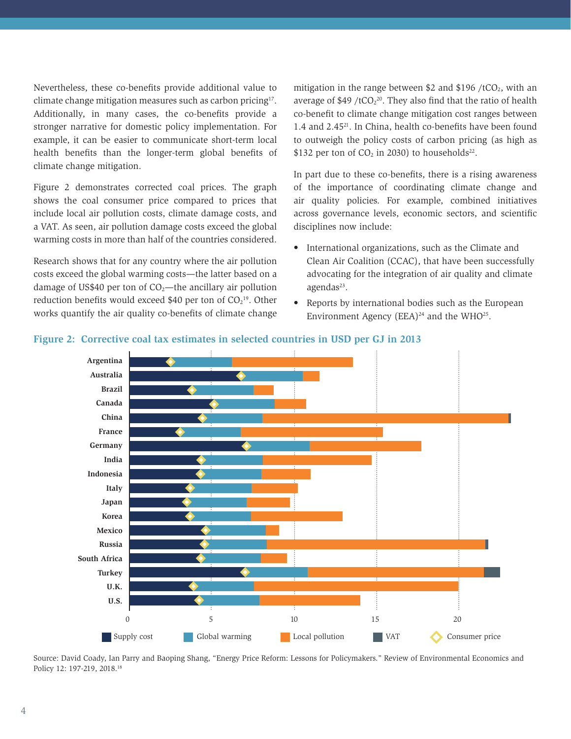Nevertheless, these co-benefits provide additional value to climate change mitigation measures such as carbon pricing[17]. Additionally, in many cases, the co-benefits provide a stronger narrative for domestic policy implementation. For example, it can be easier to communicate short-term local health benefits than the longer-term global benefits of climate change mitigation.

Figure 2 demonstrates corrected coal prices. The graph shows the coal consumer price compared to prices that include local air pollution costs, climate damage costs, and a VAT. As seen, air pollution damage costs exceed the global warming costs in more than half of the countries considered.

Research shows that for any country where the air pollution costs exceed the global warming costs—the latter based on a damage of US$40 per ton of $CO_2$—the ancillary air pollution reduction benefits would exceed $40 per ton of $CO_2$[19]. Other works quantify the air quality co-benefits of climate change mitigation in the range between $2 and $196 /t$CO_2$, with an average of $49 /t$CO_2$[20]. They also find that the ratio of health co-benefit to climate change mitigation cost ranges between 1.4 and 2.45[21]. In China, health co-benefits have been found to outweigh the policy costs of carbon pricing (as high as $132 per ton of $CO_2$ in 2030) to households[22].

In part due to these co-benefits, there is a rising awareness of the importance of coordinating climate change and air quality policies. For example, combined initiatives across governance levels, economic sectors, and scientific disciplines now include:

- International organizations, such as the Climate and Clean Air Coalition (CCAC), that have been successfully advocating for the integration of air quality and climate agendas[23].
- Reports by international bodies such as the European Environment Agency (EEA)[24] and the WHO[25].

**Figure 2: Corrective coal tax estimates in selected countries in USD per GJ in 2013**

Source: David Coady, Ian Parry and Baoping Shang, "Energy Price Reform: Lessons for Policymakers." Review of Environmental Economics and Policy 12: 197-219, 2018.[18]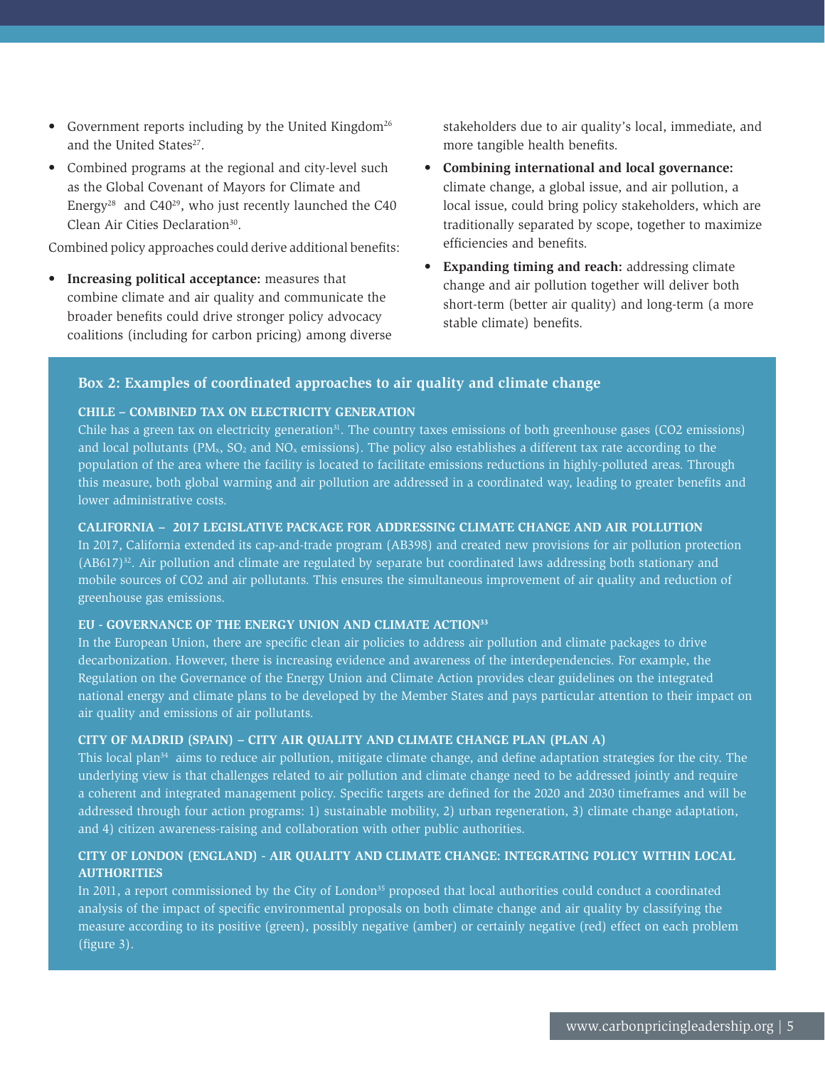- Government reports including by the United Kingdom[26] and the United States[27].
- Combined programs at the regional and city-level such as the Global Covenant of Mayors for Climate and Energy[28] and C40[29], who just recently launched the C40 Clean Air Cities Declaration[30].

Combined policy approaches could derive additional benefits:

- **Increasing political acceptance:** measures that combine climate and air quality and communicate the broader benefits could drive stronger policy advocacy coalitions (including for carbon pricing) among diverse stakeholders due to air quality's local, immediate, and more tangible health benefits.
- **Combining international and local governance:** climate change, a global issue, and air pollution, a local issue, could bring policy stakeholders, which are traditionally separated by scope, together to maximize efficiencies and benefits.
- **Expanding timing and reach:** addressing climate change and air pollution together will deliver both short-term (better air quality) and long-term (a more stable climate) benefits.

### Box 2: Examples of coordinated approaches to air quality and climate change

**CHILE – COMBINED TAX ON ELECTRICITY GENERATION**

Chile has a green tax on electricity generation[31]. The country taxes emissions of both greenhouse gases (CO2 emissions) and local pollutants ($PM_x$, $SO_2$ and $NO_x$ emissions). The policy also establishes a different tax rate according to the population of the area where the facility is located to facilitate emissions reductions in highly-polluted areas. Through this measure, both global warming and air pollution are addressed in a coordinated way, leading to greater benefits and lower administrative costs.

**CALIFORNIA – 2017 LEGISLATIVE PACKAGE FOR ADDRESSING CLIMATE CHANGE AND AIR POLLUTION**

In 2017, California extended its cap-and-trade program (AB398) and created new provisions for air pollution protection (AB617)[32]. Air pollution and climate are regulated by separate but coordinated laws addressing both stationary and mobile sources of CO2 and air pollutants. This ensures the simultaneous improvement of air quality and reduction of greenhouse gas emissions.

**EU - GOVERNANCE OF THE ENERGY UNION AND CLIMATE ACTION[33]**

In the European Union, there are specific clean air policies to address air pollution and climate packages to drive decarbonization. However, there is increasing evidence and awareness of the interdependencies. For example, the Regulation on the Governance of the Energy Union and Climate Action provides clear guidelines on the integrated national energy and climate plans to be developed by the Member States and pays particular attention to their impact on air quality and emissions of air pollutants.

**CITY OF MADRID (SPAIN) – CITY AIR QUALITY AND CLIMATE CHANGE PLAN (PLAN A)**

This local plan[34] aims to reduce air pollution, mitigate climate change, and define adaptation strategies for the city. The underlying view is that challenges related to air pollution and climate change need to be addressed jointly and require a coherent and integrated management policy. Specific targets are defined for the 2020 and 2030 timeframes and will be addressed through four action programs: 1) sustainable mobility, 2) urban regeneration, 3) climate change adaptation, and 4) citizen awareness-raising and collaboration with other public authorities.

**CITY OF LONDON (ENGLAND) - AIR QUALITY AND CLIMATE CHANGE: INTEGRATING POLICY WITHIN LOCAL AUTHORITIES**

In 2011, a report commissioned by the City of London[35] proposed that local authorities could conduct a coordinated analysis of the impact of specific environmental proposals on both climate change and air quality by classifying the measure according to its positive (green), possibly negative (amber) or certainly negative (red) effect on each problem (figure 3).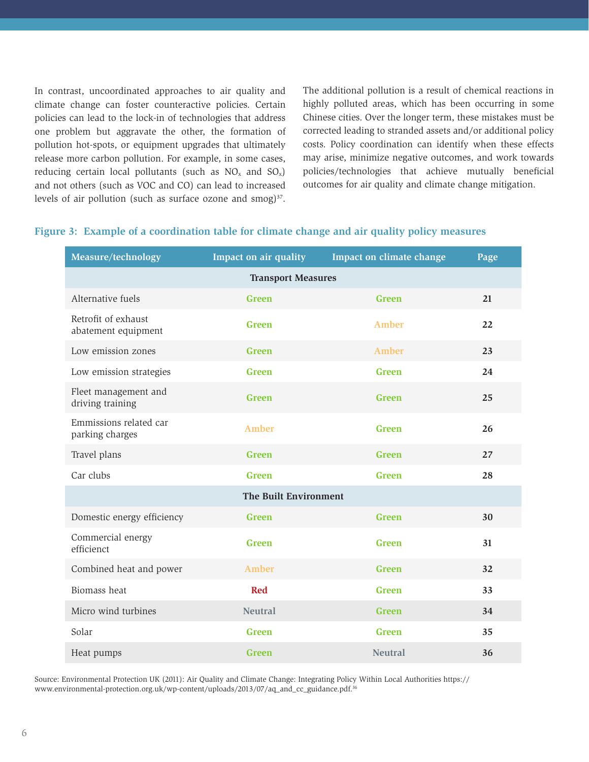In contrast, uncoordinated approaches to air quality and climate change can foster counteractive policies. Certain policies can lead to the lock-in of technologies that address one problem but aggravate the other, the formation of pollution hot-spots, or equipment upgrades that ultimately release more carbon pollution. For example, in some cases, reducing certain local pollutants (such as $NO_x$ and $SO_x$) and not others (such as VOC and CO) can lead to increased levels of air pollution (such as surface ozone and smog)[37]. The additional pollution is a result of chemical reactions in highly polluted areas, which has been occurring in some Chinese cities. Over the longer term, these mistakes must be corrected leading to stranded assets and/or additional policy costs. Policy coordination can identify when these effects may arise, minimize negative outcomes, and work towards policies/technologies that achieve mutually beneficial outcomes for air quality and climate change mitigation.

**Figure 3: Example of a coordination table for climate change and air quality policy measures**

| Measure/technology | Impact on air quality | Impact on climate change | Page |
|---|---|---|---|
| **Transport Measures** | | | |
| Alternative fuels | Green | Green | 21 |
| Retrofit of exhaust abatement equipment | Green | Amber | 22 |
| Low emission zones | Green | Amber | 23 |
| Low emission strategies | Green | Green | 24 |
| Fleet management and driving training | Green | Green | 25 |
| Emmissions related car parking charges | Amber | Green | 26 |
| Travel plans | Green | Green | 27 |
| Car clubs | Green | Green | 28 |
| **The Built Environment** | | | |
| Domestic energy efficiency | Green | Green | 30 |
| Commercial energy efficienct | Green | Green | 31 |
| Combined heat and power | Amber | Green | 32 |
| Biomass heat | Red | Green | 33 |
| Micro wind turbines | Neutral | Green | 34 |
| Solar | Green | Green | 35 |
| Heat pumps | Green | Neutral | 36 |

Source: Environmental Protection UK (2011): Air Quality and Climate Change: Integrating Policy Within Local Authorities https://www.environmental-protection.org.uk/wp-content/uploads/2013/07/aq_and_cc_guidance.pdf.[36]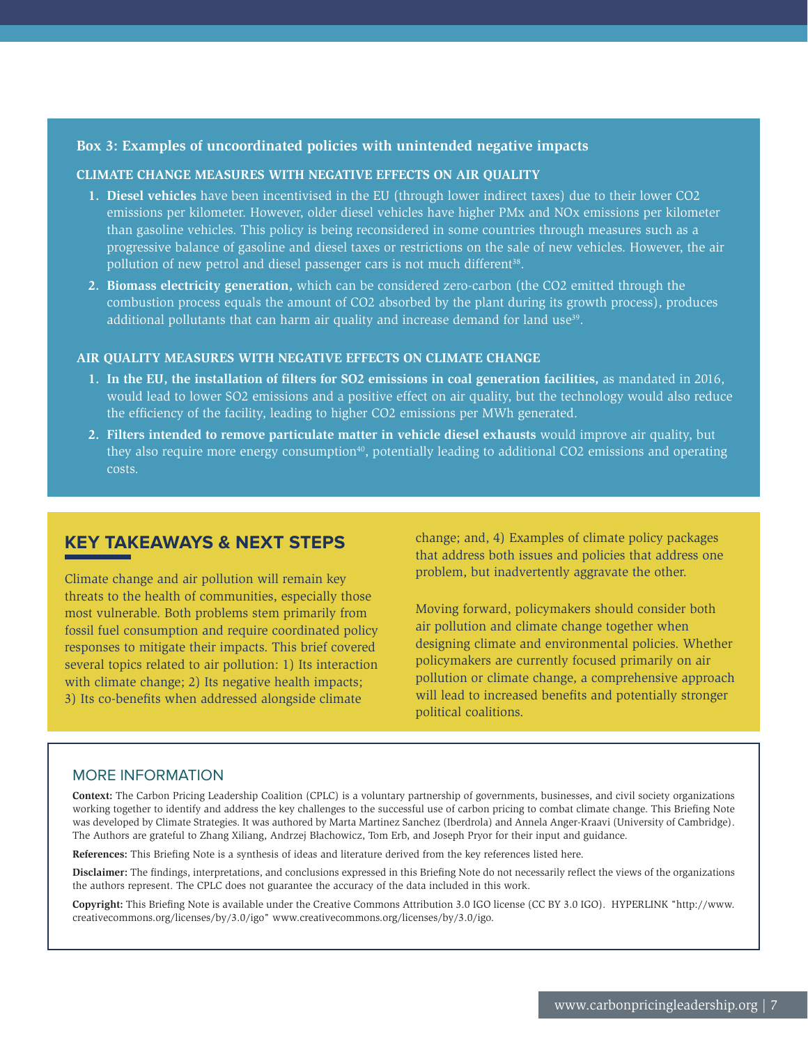### Box 3: Examples of uncoordinated policies with unintended negative impacts

**CLIMATE CHANGE MEASURES WITH NEGATIVE EFFECTS ON AIR QUALITY**

1. **Diesel vehicles** have been incentivised in the EU (through lower indirect taxes) due to their lower $CO_2$ emissions per kilometer. However, older diesel vehicles have higher PMx and NOx emissions per kilometer than gasoline vehicles. This policy is being reconsidered in some countries through measures such as a progressive balance of gasoline and diesel taxes or restrictions on the sale of new vehicles. However, the air pollution of new petrol and diesel passenger cars is not much different[38].
2. **Biomass electricity generation,** which can be considered zero-carbon (the $CO_2$ emitted through the combustion process equals the amount of $CO_2$ absorbed by the plant during its growth process), produces additional pollutants that can harm air quality and increase demand for land use[39].

**AIR QUALITY MEASURES WITH NEGATIVE EFFECTS ON CLIMATE CHANGE**

1. **In the EU, the installation of filters for $SO_2$ emissions in coal generation facilities,** as mandated in 2016, would lead to lower $SO_2$ emissions and a positive effect on air quality, but the technology would also reduce the efficiency of the facility, leading to higher $CO_2$ emissions per MWh generated.
2. **Filters intended to remove particulate matter in vehicle diesel exhausts** would improve air quality, but they also require more energy consumption[40], potentially leading to additional $CO_2$ emissions and operating costs.

## KEY TAKEAWAYS & NEXT STEPS

Climate change and air pollution will remain key threats to the health of communities, especially those most vulnerable. Both problems stem primarily from fossil fuel consumption and require coordinated policy responses to mitigate their impacts. This brief covered several topics related to air pollution: 1) Its interaction with climate change; 2) Its negative health impacts; 3) Its co-benefits when addressed alongside climate change; and, 4) Examples of climate policy packages that address both issues and policies that address one problem, but inadvertently aggravate the other.

Moving forward, policymakers should consider both air pollution and climate change together when designing climate and environmental policies. Whether policymakers are currently focused primarily on air pollution or climate change, a comprehensive approach will lead to increased benefits and potentially stronger political coalitions.

## MORE INFORMATION

**Context:** The Carbon Pricing Leadership Coalition (CPLC) is a voluntary partnership of governments, businesses, and civil society organizations working together to identify and address the key challenges to the successful use of carbon pricing to combat climate change. This Briefing Note was developed by Climate Strategies. It was authored by Marta Martinez Sanchez (Iberdrola) and Annela Anger-Kraavi (University of Cambridge). The Authors are grateful to Zhang Xiliang, Andrzej Blachowicz, Tom Erb, and Joseph Pryor for their input and guidance.

**References:** This Briefing Note is a synthesis of ideas and literature derived from the key references listed here.

**Disclaimer:** The findings, interpretations, and conclusions expressed in this Briefing Note do not necessarily reflect the views of the organizations the authors represent. The CPLC does not guarantee the accuracy of the data included in this work.

**Copyright:** This Briefing Note is available under the Creative Commons Attribution 3.0 IGO license (CC BY 3.0 IGO). HYPERLINK "http://www.creativecommons.org/licenses/by/3.0/igo" www.creativecommons.org/licenses/by/3.0/igo.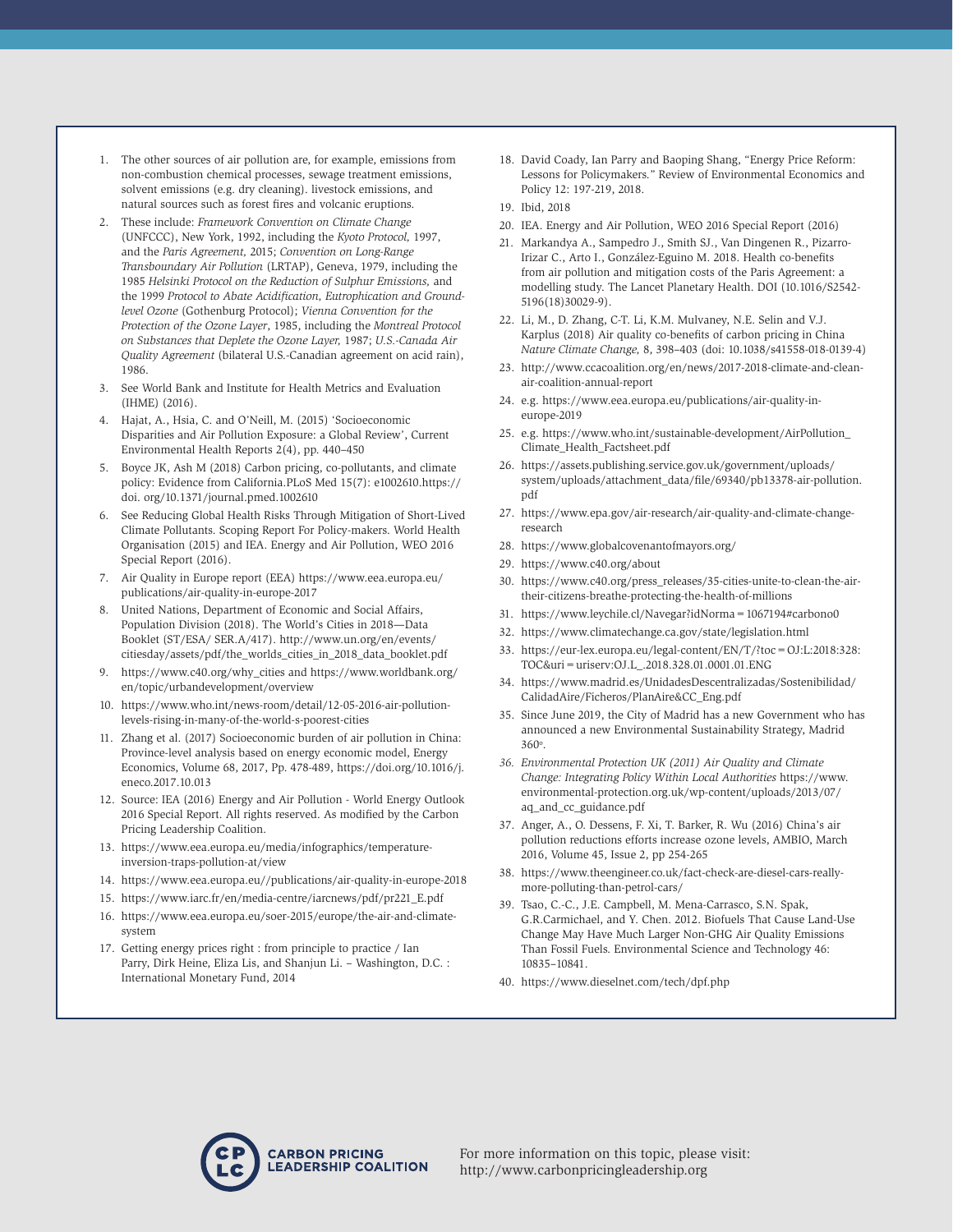1. The other sources of air pollution are, for example, emissions from non-combustion chemical processes, sewage treatment emissions, solvent emissions (e.g. dry cleaning). livestock emissions, and natural sources such as forest fires and volcanic eruptions.
2. These include: *Framework Convention on Climate Change* (UNFCCC), New York, 1992, including the *Kyoto Protocol,* 1997, and the *Paris Agreement,* 2015; *Convention on Long-Range Transboundary Air Pollution* (LRTAP), Geneva, 1979, including the 1985 *Helsinki Protocol on the Reduction of Sulphur Emissions,* and the 1999 *Protocol to Abate Acidification, Eutrophication and Ground-level Ozone* (Gothenburg Protocol); *Vienna Convention for the Protection of the Ozone Layer*, 1985, including the *Montreal Protocol on Substances that Deplete the Ozone Layer,* 1987; *U.S.-Canada Air Quality Agreement* (bilateral U.S.-Canadian agreement on acid rain), 1986.
3. See World Bank and Institute for Health Metrics and Evaluation (IHME) (2016).
4. Hajat, A., Hsia, C. and O'Neill, M. (2015) 'Socioeconomic Disparities and Air Pollution Exposure: a Global Review', Current Environmental Health Reports 2(4), pp. 440–450
5. Boyce JK, Ash M (2018) Carbon pricing, co-pollutants, and climate policy: Evidence from California.PLoS Med 15(7): e1002610.https://doi. org/10.1371/journal.pmed.1002610
6. See Reducing Global Health Risks Through Mitigation of Short-Lived Climate Pollutants. Scoping Report For Policy-makers. World Health Organisation (2015) and IEA. Energy and Air Pollution, WEO 2016 Special Report (2016).
7. Air Quality in Europe report (EEA) https://www.eea.europa.eu/publications/air-quality-in-europe-2017
8. United Nations, Department of Economic and Social Affairs, Population Division (2018). The World's Cities in 2018—Data Booklet (ST/ESA/ SER.A/417). http://www.un.org/en/events/citiesday/assets/pdf/the_worlds_cities_in_2018_data_booklet.pdf
9. https://www.c40.org/why_cities and https://www.worldbank.org/en/topic/urbandevelopment/overview
10. https://www.who.int/news-room/detail/12-05-2016-air-pollution-levels-rising-in-many-of-the-world-s-poorest-cities
11. Zhang et al. (2017) Socioeconomic burden of air pollution in China: Province-level analysis based on energy economic model, Energy Economics, Volume 68, 2017, Pp. 478-489, https://doi.org/10.1016/j.eneco.2017.10.013
12. Source: IEA (2016) Energy and Air Pollution - World Energy Outlook 2016 Special Report. All rights reserved. As modified by the Carbon Pricing Leadership Coalition.
13. https://www.eea.europa.eu/media/infographics/temperature-inversion-traps-pollution-at/view
14. https://www.eea.europa.eu//publications/air-quality-in-europe-2018
15. https://www.iarc.fr/en/media-centre/iarcnews/pdf/pr221_E.pdf
16. https://www.eea.europa.eu/soer-2015/europe/the-air-and-climate-system
17. Getting energy prices right : from principle to practice / Ian Parry, Dirk Heine, Eliza Lis, and Shanjun Li. – Washington, D.C. : International Monetary Fund, 2014
18. David Coady, Ian Parry and Baoping Shang, "Energy Price Reform: Lessons for Policymakers." Review of Environmental Economics and Policy 12: 197-219, 2018.
19. Ibid, 2018
20. IEA. Energy and Air Pollution, WEO 2016 Special Report (2016)
21. Markandya A., Sampedro J., Smith SJ., Van Dingenen R., Pizarro-Irizar C., Arto I., González-Eguino M. 2018. Health co-benefits from air pollution and mitigation costs of the Paris Agreement: a modelling study. The Lancet Planetary Health. DOI (10.1016/S2542-5196(18)30029-9).
22. Li, M., D. Zhang, C-T. Li, K.M. Mulvaney, N.E. Selin and V.J. Karplus (2018) Air quality co-benefits of carbon pricing in China *Nature Climate Change,* 8, 398–403 (doi: 10.1038/s41558-018-0139-4)
23. http://www.ccacoalition.org/en/news/2017-2018-climate-and-clean-air-coalition-annual-report
24. e.g. https://www.eea.europa.eu/publications/air-quality-in-europe-2019
25. e.g. https://www.who.int/sustainable-development/AirPollution_Climate_Health_Factsheet.pdf
26. https://assets.publishing.service.gov.uk/government/uploads/system/uploads/attachment_data/file/69340/pb13378-air-pollution.pdf
27. https://www.epa.gov/air-research/air-quality-and-climate-change-research
28. https://www.globalcovenantofmayors.org/
29. https://www.c40.org/about
30. https://www.c40.org/press_releases/35-cities-unite-to-clean-the-air-their-citizens-breathe-protecting-the-health-of-millions
31. https://www.leychile.cl/Navegar?idNorma=1067194#carbono0
32. https://www.climatechange.ca.gov/state/legislation.html
33. https://eur-lex.europa.eu/legal-content/EN/T/?toc=OJ:L:2018:328:TOC&uri=uriserv:OJ.L_.2018.328.01.0001.01.ENG
34. https://www.madrid.es/UnidadesDescentralizadas/Sostenibilidad/CalidadAire/Ficheros/PlanAire&CC_Eng.pdf
35. Since June 2019, the City of Madrid has a new Government who has announced a new Environmental Sustainability Strategy, Madrid 360º.
36. *Environmental Protection UK (2011) Air Quality and Climate Change: Integrating Policy Within Local Authorities* https://www.environmental-protection.org.uk/wp-content/uploads/2013/07/aq_and_cc_guidance.pdf
37. Anger, A., O. Dessens, F. Xi, T. Barker, R. Wu (2016) China's air pollution reductions efforts increase ozone levels, AMBIO, March 2016, Volume 45, Issue 2, pp 254-265
38. https://www.theengineer.co.uk/fact-check-are-diesel-cars-really-more-polluting-than-petrol-cars/
39. Tsao, C.-C., J.E. Campbell, M. Mena-Carrasco, S.N. Spak, G.R.Carmichael, and Y. Chen. 2012. Biofuels That Cause Land-Use Change May Have Much Larger Non-GHG Air Quality Emissions Than Fossil Fuels. Environmental Science and Technology 46: 10835–10841.
40. https://www.dieselnet.com/tech/dpf.php

CARBON PRICING LEADERSHIP COALITION

For more information on this topic, please visit: http://www.carbonpricingleadership.org